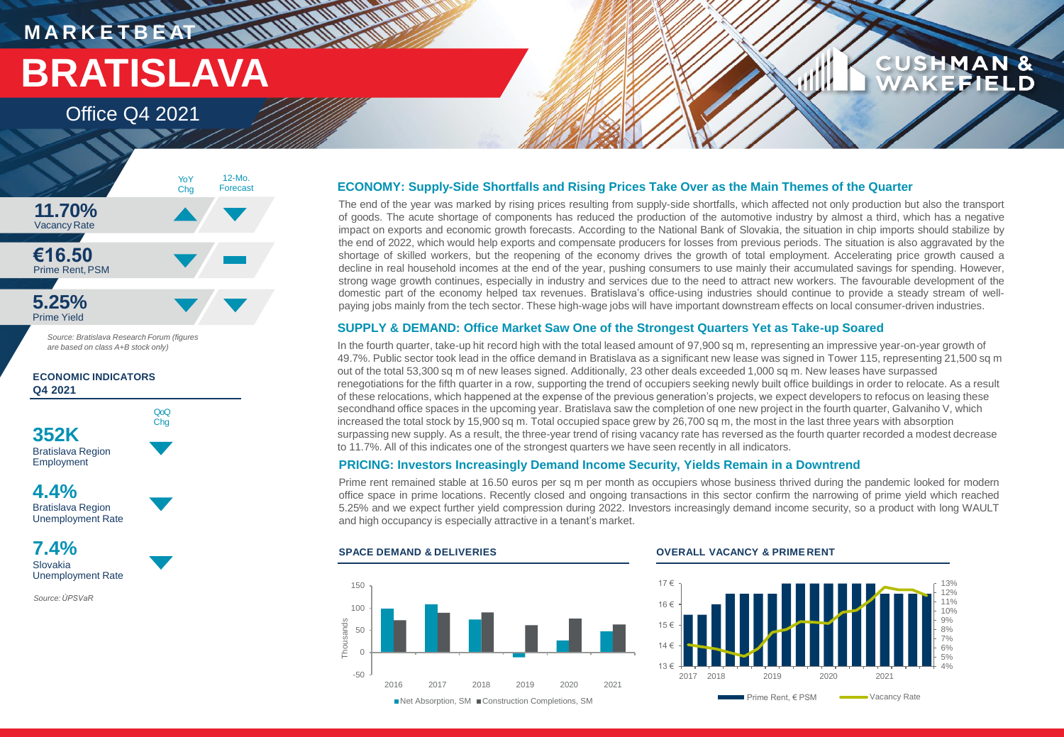# MARKETBEAT

# BRATISLAVA

## Office Q4 2021

| | YoY Chg | 12-Mo. Forecast |
|---|---|---|
| **11.70%** Vacancy Rate | ▲ | ▼ |
| **€16.50** Prime Rent, PSM | ▼ | ▬ |
| **5.25%** Prime Yield | ▼ | ▼ |

*Source: Bratislava Research Forum (figures are based on class A+B stock only)*

**ECONOMIC INDICATORS Q4 2021**

| | QoQ Chg |
|---|---|
| **352K** Bratislava Region Employment | ▼ |
| **4.4%** Bratislava Region Unemployment Rate | ▼ |
| **7.4%** Slovakia Unemployment Rate | ▼ |

*Source: ÚPSVaR*

### ECONOMY: Supply-Side Shortfalls and Rising Prices Take Over as the Main Themes of the Quarter

The end of the year was marked by rising prices resulting from supply-side shortfalls, which affected not only production but also the transport of goods. The acute shortage of components has reduced the production of the automotive industry by almost a third, which has a negative impact on exports and economic growth forecasts. According to the National Bank of Slovakia, the situation in chip imports should stabilize by the end of 2022, which would help exports and compensate producers for losses from previous periods. The situation is also aggravated by the shortage of skilled workers, but the reopening of the economy drives the growth of total employment. Accelerating price growth caused a decline in real household incomes at the end of the year, pushing consumers to use mainly their accumulated savings for spending. However, strong wage growth continues, especially in industry and services due to the need to attract new workers. The favourable development of the domestic part of the economy helped tax revenues. Bratislava's office-using industries should continue to provide a steady stream of well-paying jobs mainly from the tech sector. These high-wage jobs will have important downstream effects on local consumer-driven industries.

### SUPPLY & DEMAND: Office Market Saw One of the Strongest Quarters Yet as Take-up Soared

In the fourth quarter, take-up hit record high with the total leased amount of 97,900 sq m, representing an impressive year-on-year growth of 49.7%. Public sector took lead in the office demand in Bratislava as a significant new lease was signed in Tower 115, representing 21,500 sq m out of the total 53,300 sq m of new leases signed. Additionally, 23 other deals exceeded 1,000 sq m. New leases have surpassed renegotiations for the fifth quarter in a row, supporting the trend of occupiers seeking newly built office buildings in order to relocate. As a result of these relocations, which happened at the expense of the previous generation's projects, we expect developers to refocus on leasing these secondhand office spaces in the upcoming year. Bratislava saw the completion of one new project in the fourth quarter, Galvaniho V, which increased the total stock by 15,900 sq m. Total occupied space grew by 26,700 sq m, the most in the last three years with absorption surpassing new supply. As a result, the three-year trend of rising vacancy rate has reversed as the fourth quarter recorded a modest decrease to 11.7%. All of this indicates one of the strongest quarters we have seen recently in all indicators.

### PRICING: Investors Increasingly Demand Income Security, Yields Remain in a Downtrend

Prime rent remained stable at 16.50 euros per sq m per month as occupiers whose business thrived during the pandemic looked for modern office space in prime locations. Recently closed and ongoing transactions in this sector confirm the narrowing of prime yield which reached 5.25% and we expect further yield compression during 2022. Investors increasingly demand income security, so a product with long WAULT and high occupancy is especially attractive in a tenant's market.

**SPACE DEMAND & DELIVERIES**

Net Absorption, SM; Construction Completions, SM (Thousands), 2016–2021

**OVERALL VACANCY & PRIME RENT**

Prime Rent, € PSM; Vacancy Rate, 2017–2021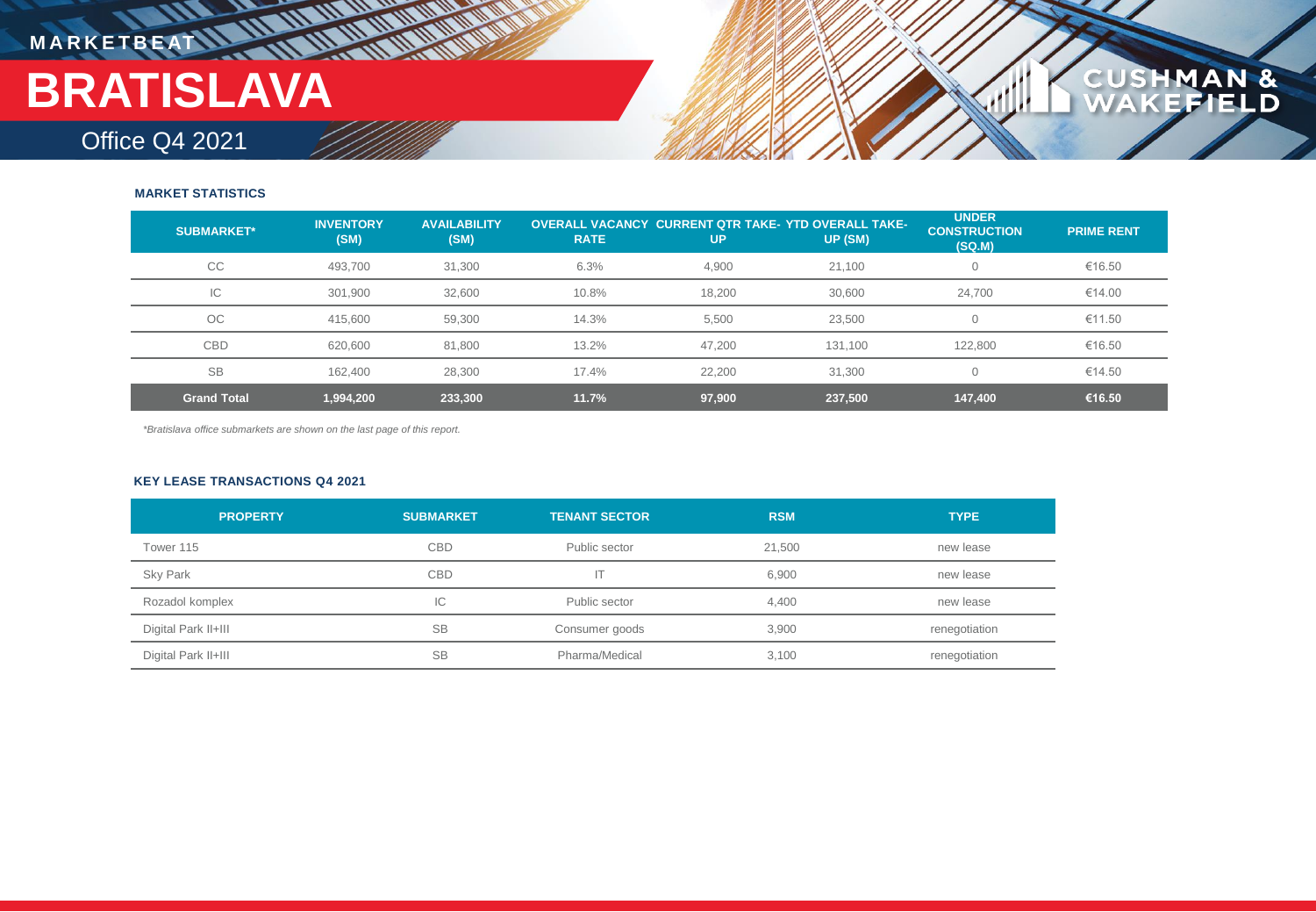MARKETBEAT

# BRATISLAVA

Office Q4 2021

### MARKET STATISTICS

| SUBMARKET* | INVENTORY (SM) | AVAILABILITY (SM) | OVERALL VACANCY RATE | CURRENT QTR TAKE-UP | YTD OVERALL TAKE-UP (SM) | UNDER CONSTRUCTION (SQ.M) | PRIME RENT |
|---|---|---|---|---|---|---|---|
| CC | 493,700 | 31,300 | 6.3% | 4,900 | 21,100 | 0 | €16.50 |
| IC | 301,900 | 32,600 | 10.8% | 18,200 | 30,600 | 24,700 | €14.00 |
| OC | 415,600 | 59,300 | 14.3% | 5,500 | 23,500 | 0 | €11.50 |
| CBD | 620,600 | 81,800 | 13.2% | 47,200 | 131,100 | 122,800 | €16.50 |
| SB | 162,400 | 28,300 | 17.4% | 22,200 | 31,300 | 0 | €14.50 |
| **Grand Total** | **1,994,200** | **233,300** | **11.7%** | **97,900** | **237,500** | **147,400** | **€16.50** |

*Bratislava office submarkets are shown on the last page of this report.*

### KEY LEASE TRANSACTIONS Q4 2021

| PROPERTY | SUBMARKET | TENANT SECTOR | RSM | TYPE |
|---|---|---|---|---|
| Tower 115 | CBD | Public sector | 21,500 | new lease |
| Sky Park | CBD | IT | 6,900 | new lease |
| Rozadol komplex | IC | Public sector | 4,400 | new lease |
| Digital Park II+III | SB | Consumer goods | 3,900 | renegotiation |
| Digital Park II+III | SB | Pharma/Medical | 3,100 | renegotiation |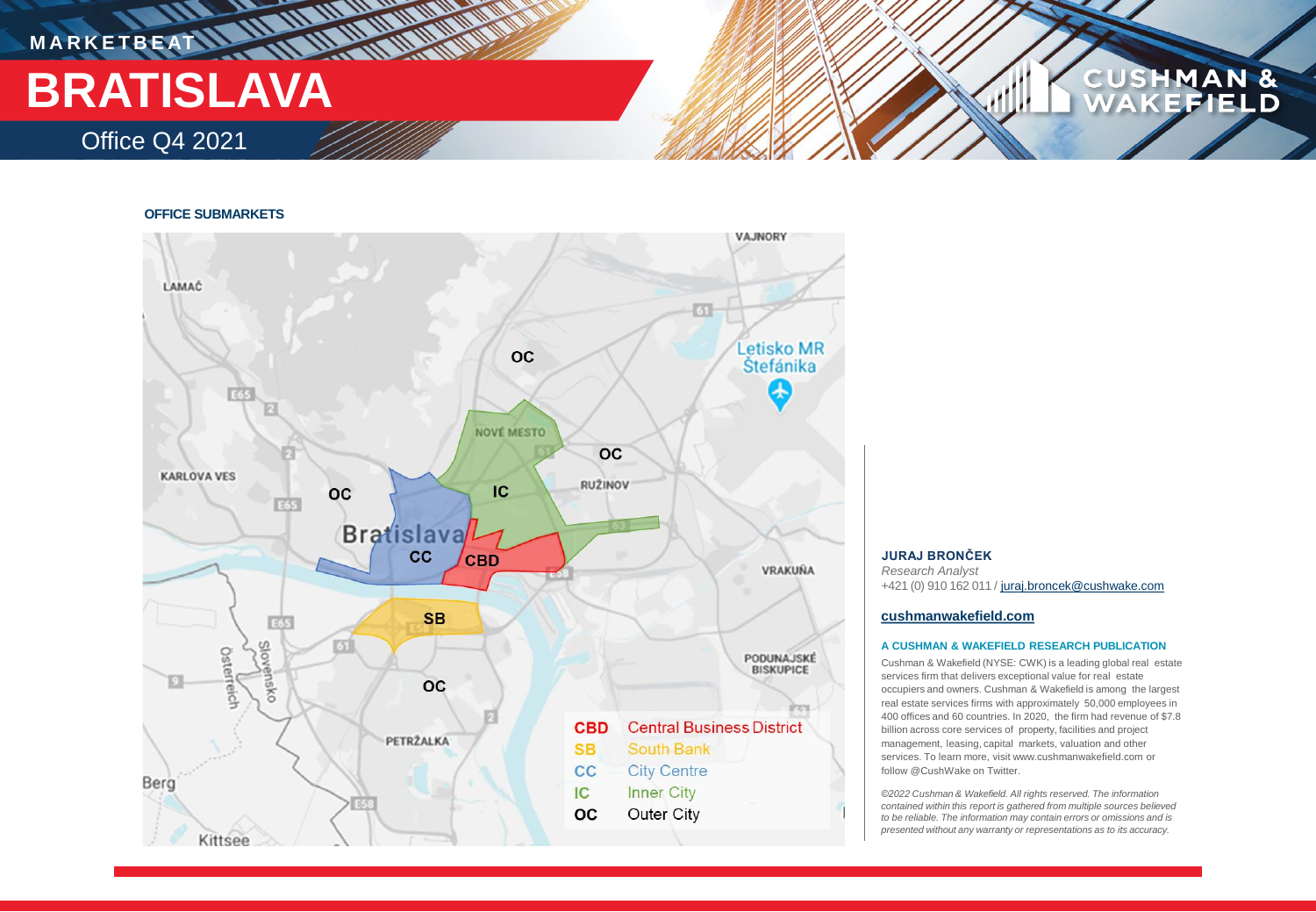MARKETBEAT

# BRATISLAVA

Office Q4 2021

## OFFICE SUBMARKETS

CBD Central Business District
SB South Bank
CC City Centre
IC Inner City
OC Outer City

**JURAJ BRONČEK**
*Research Analyst*
+421 (0) 910 162 011 / juraj.broncek@cushwake.com

**cushmanwakefield.com**

**A CUSHMAN & WAKEFIELD RESEARCH PUBLICATION**

Cushman & Wakefield (NYSE: CWK) is a leading global real estate services firm that delivers exceptional value for real estate occupiers and owners. Cushman & Wakefield is among the largest real estate services firms with approximately 50,000 employees in 400 offices and 60 countries. In 2020, the firm had revenue of $7.8 billion across core services of property, facilities and project management, leasing, capital markets, valuation and other services. To learn more, visit www.cushmanwakefield.com or follow @CushWake on Twitter.

*©2022 Cushman & Wakefield. All rights reserved. The information contained within this report is gathered from multiple sources believed to be reliable. The information may contain errors or omissions and is presented without any warranty or representations as to its accuracy.*